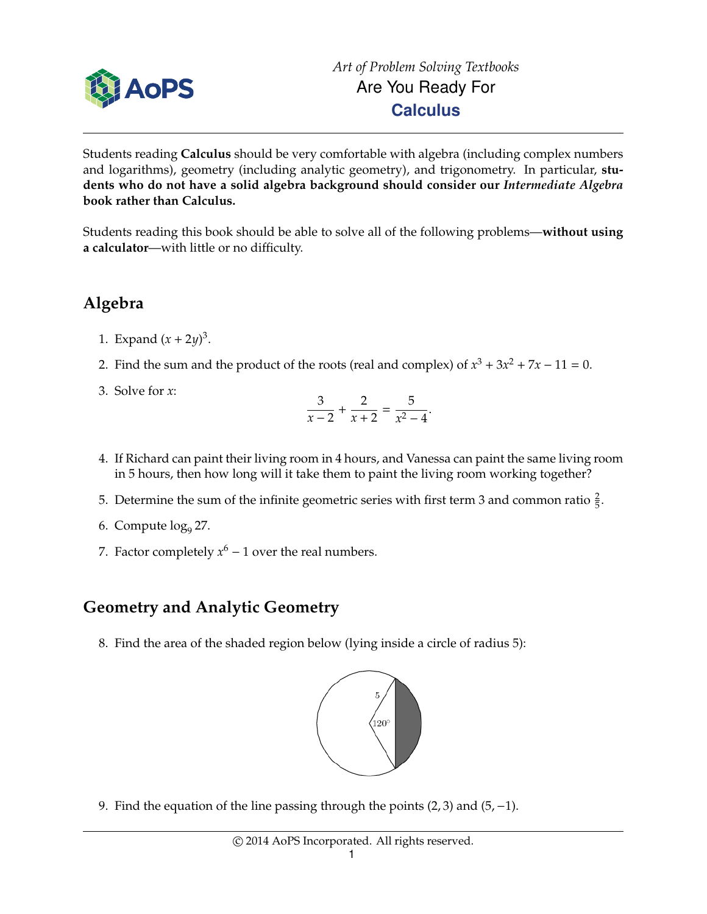*Art of Problem Solving Textbooks*

Are You Ready For

**Calculus**

Students reading **Calculus** should be very comfortable with algebra (including complex numbers and logarithms), geometry (including analytic geometry), and trigonometry. In particular, **students who do not have a solid algebra background should consider our *Intermediate Algebra* book rather than Calculus.**

Students reading this book should be able to solve all of the following problems—**without using a calculator**—with little or no difficulty.

## Algebra

1. Expand $(x + 2y)^3$.

2. Find the sum and the product of the roots (real and complex) of $x^3 + 3x^2 + 7x - 11 = 0$.

3. Solve for $x$:
$$\frac{3}{x-2} + \frac{2}{x+2} = \frac{5}{x^2-4}.$$

4. If Richard can paint their living room in 4 hours, and Vanessa can paint the same living room in 5 hours, then how long will it take them to paint the living room working together?

5. Determine the sum of the infinite geometric series with first term 3 and common ratio $\frac{2}{5}$.

6. Compute $\log_9 27$.

7. Factor completely $x^6 - 1$ over the real numbers.

## Geometry and Analytic Geometry

8. Find the area of the shaded region below (lying inside a circle of radius 5):

9. Find the equation of the line passing through the points $(2, 3)$ and $(5, -1)$.

© 2014 AoPS Incorporated. All rights reserved.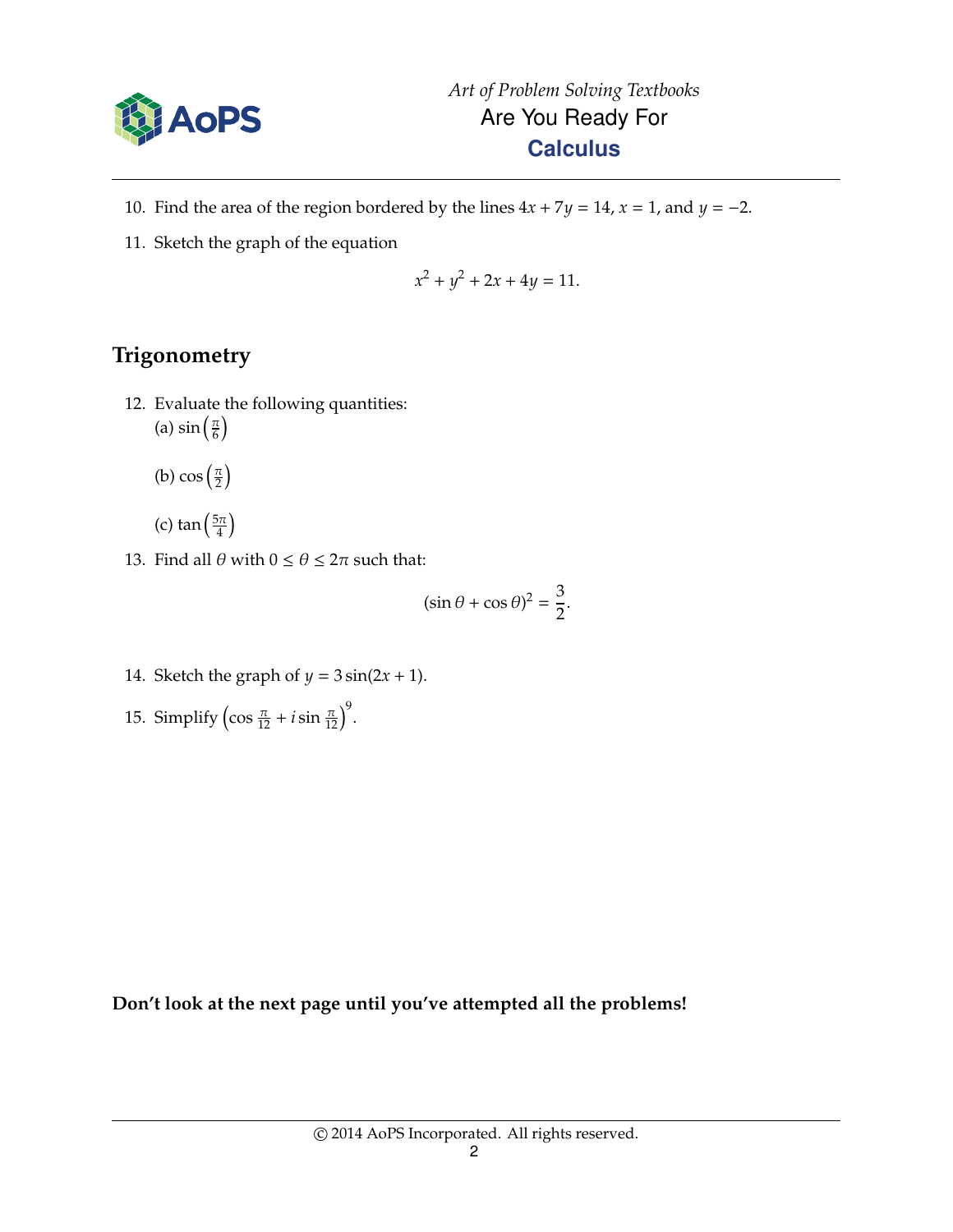10. Find the area of the region bordered by the lines $4x + 7y = 14$, $x = 1$, and $y = -2$.

11. Sketch the graph of the equation

$$x^2 + y^2 + 2x + 4y = 11.$$

## Trigonometry

12. Evaluate the following quantities:
    (a) $\sin\left(\frac{\pi}{6}\right)$

    (b) $\cos\left(\frac{\pi}{2}\right)$

    (c) $\tan\left(\frac{5\pi}{4}\right)$

13. Find all $\theta$ with $0 \le \theta \le 2\pi$ such that:

$$(\sin\theta + \cos\theta)^2 = \frac{3}{2}.$$

14. Sketch the graph of $y = 3\sin(2x + 1)$.

15. Simplify $\left(\cos\frac{\pi}{12} + i\sin\frac{\pi}{12}\right)^9$.

**Don't look at the next page until you've attempted all the problems!**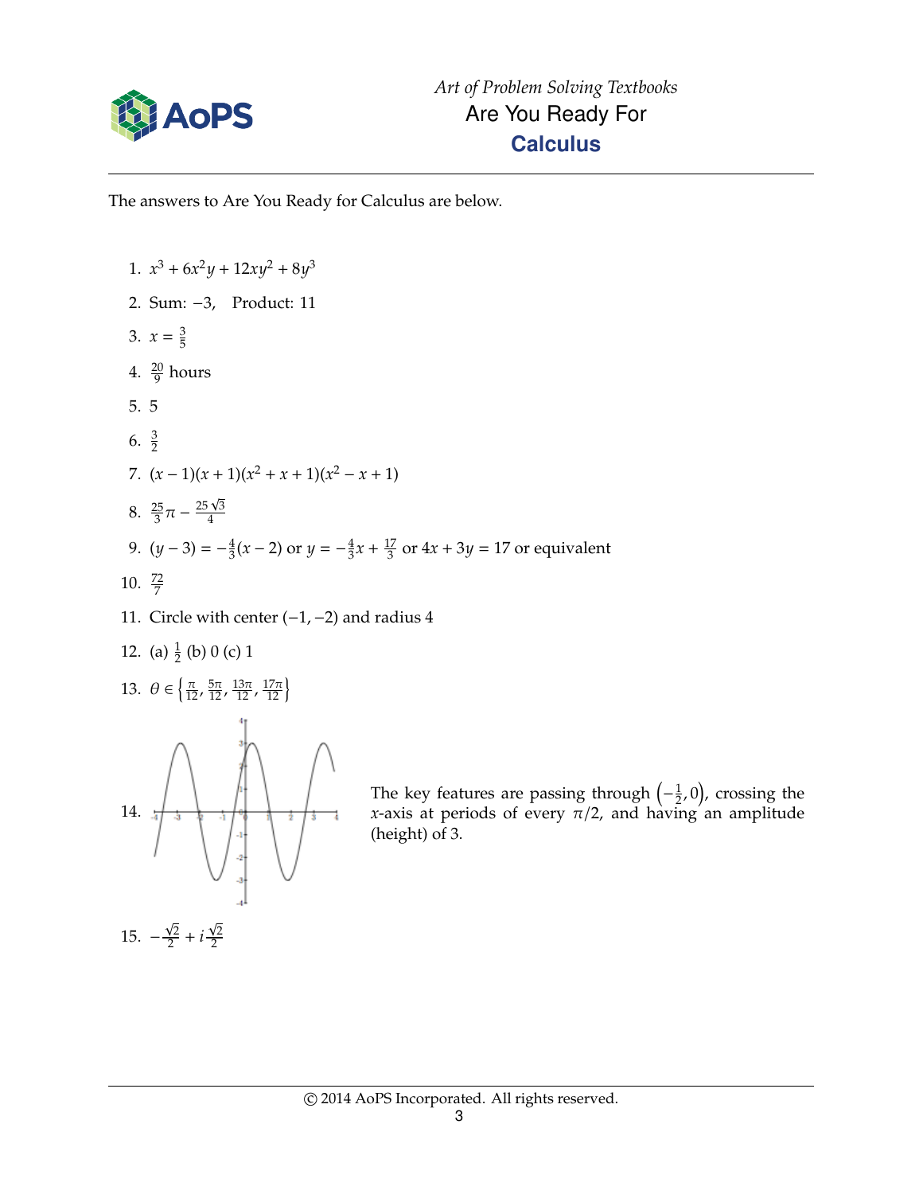*Art of Problem Solving Textbooks*

# Are You Ready For Calculus

The answers to Are You Ready for Calculus are below.

1. $x^3 + 6x^2y + 12xy^2 + 8y^3$
2. Sum: $-3$, Product: 11
3. $x = \frac{3}{5}$
4. $\frac{20}{9}$ hours
5. 5
6. $\frac{3}{2}$
7. $(x-1)(x+1)(x^2+x+1)(x^2-x+1)$
8. $\frac{25}{3}\pi - \frac{25\sqrt{3}}{4}$
9. $(y-3) = -\frac{4}{3}(x-2)$ or $y = -\frac{4}{3}x + \frac{17}{3}$ or $4x + 3y = 17$ or equivalent
10. $\frac{72}{7}$
11. Circle with center $(-1, -2)$ and radius 4
12. (a) $\frac{1}{2}$ (b) 0 (c) 1
13. $\theta \in \left\{\frac{\pi}{12}, \frac{5\pi}{12}, \frac{13\pi}{12}, \frac{17\pi}{12}\right\}$
14. The key features are passing through $\left(-\frac{1}{2}, 0\right)$, crossing the $x$-axis at periods of every $\pi/2$, and having an amplitude (height) of 3.

4
3
2
1
-1
-2
-3
-4
-4 -3 -2 -1 0 1 2 3 4

15. $-\frac{\sqrt{2}}{2} + i\frac{\sqrt{2}}{2}$

© 2014 AoPS Incorporated. All rights reserved.